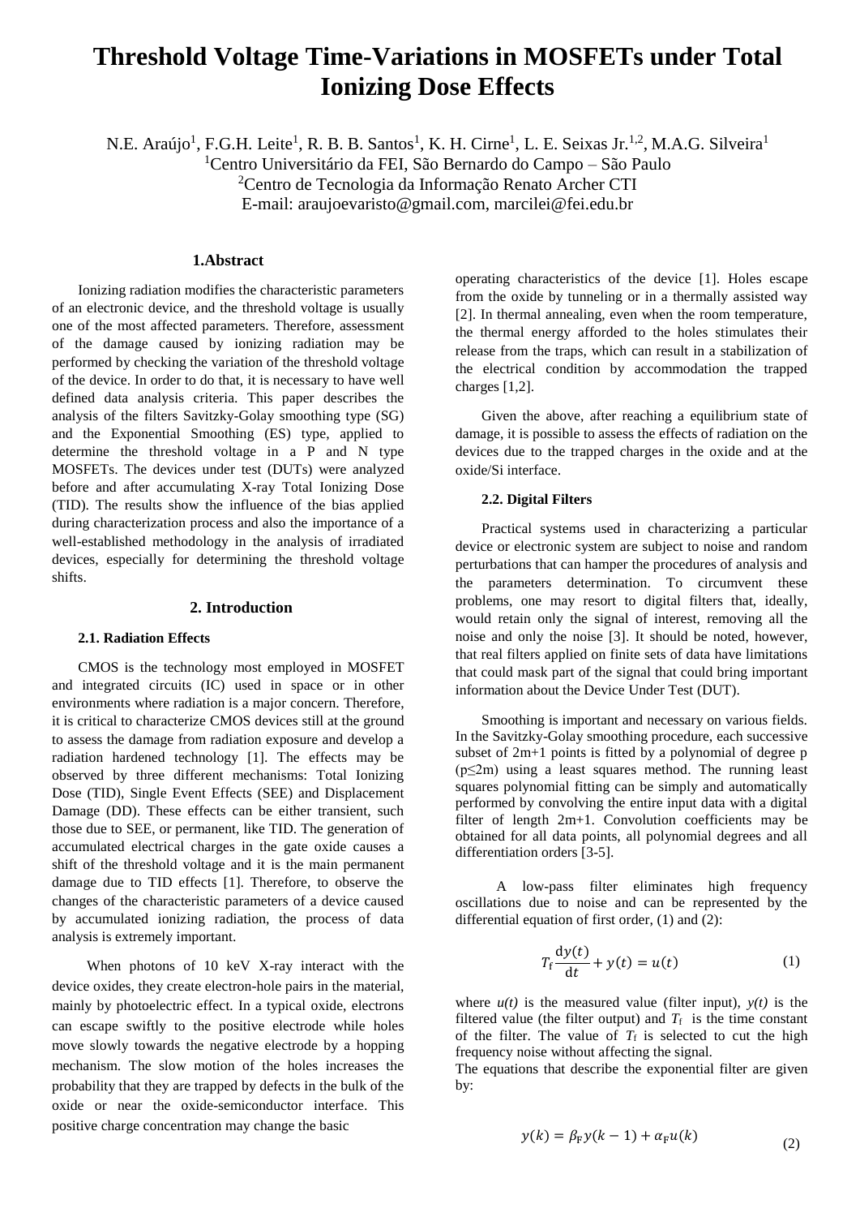# Threshold Voltage Time-Variations in MOSFETs under Total Ionizing Dose Effects

N.E. Araújo[1], F.G.H. Leite[1], R. B. B. Santos[1], K. H. Cirne[1], L. E. Seixas Jr.[1,2], M.A.G. Silveira[1]

[1]Centro Universitário da FEI, São Bernardo do Campo – São Paulo

[2]Centro de Tecnologia da Informação Renato Archer CTI

E-mail: araujoevaristo@gmail.com, marcilei@fei.edu.br

## 1.Abstract

Ionizing radiation modifies the characteristic parameters of an electronic device, and the threshold voltage is usually one of the most affected parameters. Therefore, assessment of the damage caused by ionizing radiation may be performed by checking the variation of the threshold voltage of the device. In order to do that, it is necessary to have well defined data analysis criteria. This paper describes the analysis of the filters Savitzky-Golay smoothing type (SG) and the Exponential Smoothing (ES) type, applied to determine the threshold voltage in a P and N type MOSFETs. The devices under test (DUTs) were analyzed before and after accumulating X-ray Total Ionizing Dose (TID). The results show the influence of the bias applied during characterization process and also the importance of a well-established methodology in the analysis of irradiated devices, especially for determining the threshold voltage shifts.

## 2. Introduction

### 2.1. Radiation Effects

CMOS is the technology most employed in MOSFET and integrated circuits (IC) used in space or in other environments where radiation is a major concern. Therefore, it is critical to characterize CMOS devices still at the ground to assess the damage from radiation exposure and develop a radiation hardened technology [1]. The effects may be observed by three different mechanisms: Total Ionizing Dose (TID), Single Event Effects (SEE) and Displacement Damage (DD). These effects can be either transient, such those due to SEE, or permanent, like TID. The generation of accumulated electrical charges in the gate oxide causes a shift of the threshold voltage and it is the main permanent damage due to TID effects [1]. Therefore, to observe the changes of the characteristic parameters of a device caused by accumulated ionizing radiation, the process of data analysis is extremely important.

When photons of 10 keV X-ray interact with the device oxides, they create electron-hole pairs in the material, mainly by photoelectric effect. In a typical oxide, electrons can escape swiftly to the positive electrode while holes move slowly towards the negative electrode by a hopping mechanism. The slow motion of the holes increases the probability that they are trapped by defects in the bulk of the oxide or near the oxide-semiconductor interface. This positive charge concentration may change the basic operating characteristics of the device [1]. Holes escape from the oxide by tunneling or in a thermally assisted way [2]. In thermal annealing, even when the room temperature, the thermal energy afforded to the holes stimulates their release from the traps, which can result in a stabilization of the electrical condition by accommodation the trapped charges [1,2].

Given the above, after reaching a equilibrium state of damage, it is possible to assess the effects of radiation on the devices due to the trapped charges in the oxide and at the oxide/Si interface.

### 2.2. Digital Filters

Practical systems used in characterizing a particular device or electronic system are subject to noise and random perturbations that can hamper the procedures of analysis and the parameters determination. To circumvent these problems, one may resort to digital filters that, ideally, would retain only the signal of interest, removing all the noise and only the noise [3]. It should be noted, however, that real filters applied on finite sets of data have limitations that could mask part of the signal that could bring important information about the Device Under Test (DUT).

Smoothing is important and necessary on various fields. In the Savitzky-Golay smoothing procedure, each successive subset of 2m+1 points is fitted by a polynomial of degree p ($p \leq 2m$) using a least squares method. The running least squares polynomial fitting can be simply and automatically performed by convolving the entire input data with a digital filter of length 2m+1. Convolution coefficients may be obtained for all data points, all polynomial degrees and all differentiation orders [3-5].

A low-pass filter eliminates high frequency oscillations due to noise and can be represented by the differential equation of first order, (1) and (2):

$$T_{\mathrm{f}}\frac{\mathrm{d}y(t)}{\mathrm{d}t} + y(t) = u(t) \qquad (1)$$

where *u(t)* is the measured value (filter input), *y(t)* is the filtered value (the filter output) and $T_f$ is the time constant of the filter. The value of $T_f$ is selected to cut the high frequency noise without affecting the signal.

The equations that describe the exponential filter are given by:

$$y(k) = \beta_{\mathrm{F}}y(k-1) + \alpha_{\mathrm{F}}u(k) \qquad (2)$$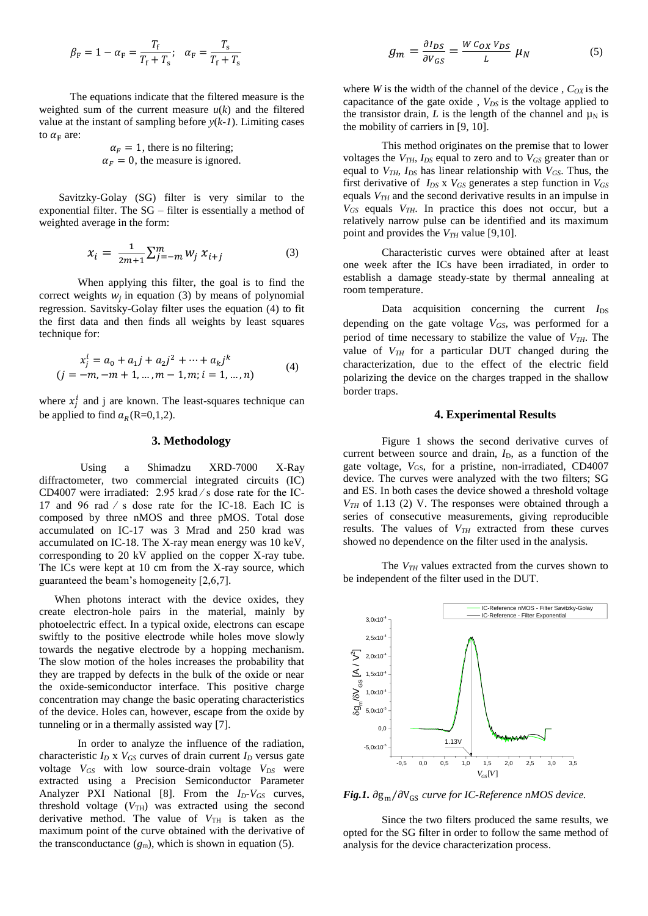$$\beta_F = 1 - \alpha_F = \frac{T_f}{T_f + T_s}; \quad \alpha_F = \frac{T_s}{T_f + T_s}$$

The equations indicate that the filtered measure is the weighted sum of the current measure $u(k)$ and the filtered value at the instant of sampling before $y(k\text{-}1)$. Limiting cases to $\alpha_F$ are:

$\alpha_F = 1$, there is no filtering;
$\alpha_F = 0$, the measure is ignored.

Savitzky-Golay (SG) filter is very similar to the exponential filter. The SG – filter is essentially a method of weighted average in the form:

$$x_i = \frac{1}{2m+1}\sum_{j=-m}^{m} w_j\, x_{i+j} \tag{3}$$

When applying this filter, the goal is to find the correct weights $w_j$ in equation (3) by means of polynomial regression. Savitsky-Golay filter uses the equation (4) to fit the first data and then finds all weights by least squares technique for:

$$x_j^i = a_0 + a_1 j + a_2 j^2 + \cdots + a_k j^k$$
$$(j = -m, -m+1, \ldots, m-1, m; i = 1, \ldots, n) \tag{4}$$

where $x_j^i$ and j are known. The least-squares technique can be applied to find $a_R$(R=0,1,2).

## 3. Methodology

Using a Shimadzu XRD-7000 X-Ray diffractometer, two commercial integrated circuits (IC) CD4007 were irradiated: 2.95 krad ⁄ s dose rate for the IC-17 and 96 rad ⁄ s dose rate for the IC-18. Each IC is composed by three nMOS and three pMOS. Total dose accumulated on IC-17 was 3 Mrad and 250 krad was accumulated on IC-18. The X-ray mean energy was 10 keV, corresponding to 20 kV applied on the copper X-ray tube. The ICs were kept at 10 cm from the X-ray source, which guaranteed the beam's homogeneity [2,6,7].

When photons interact with the device oxides, they create electron-hole pairs in the material, mainly by photoelectric effect. In a typical oxide, electrons can escape swiftly to the positive electrode while holes move slowly towards the negative electrode by a hopping mechanism. The slow motion of the holes increases the probability that they are trapped by defects in the bulk of the oxide or near the oxide-semiconductor interface. This positive charge concentration may change the basic operating characteristics of the device. Holes can, however, escape from the oxide by tunneling or in a thermally assisted way [7].

In order to analyze the influence of the radiation, characteristic $I_D$ x $V_{GS}$ curves of drain current $I_D$ versus gate voltage $V_{GS}$ with low source-drain voltage $V_{DS}$ were extracted using a Precision Semiconductor Parameter Analyzer PXI National [8]. From the $I_D$-$V_{GS}$ curves, threshold voltage ($V_{TH}$) was extracted using the second derivative method. The value of $V_{TH}$ is taken as the maximum point of the curve obtained with the derivative of the transconductance ($g_m$), which is shown in equation (5).

$$g_m = \frac{\partial I_{DS}}{\partial V_{GS}} = \frac{W\, C_{OX}\, V_{DS}}{L}\, \mu_N \tag{5}$$

where $W$ is the width of the channel of the device , $C_{OX}$ is the capacitance of the gate oxide , $V_{DS}$ is the voltage applied to the transistor drain, $L$ is the length of the channel and $\mu_N$ is the mobility of carriers in [9, 10].

This method originates on the premise that to lower voltages the $V_{TH}$, $I_{DS}$ equal to zero and to $V_{GS}$ greater than or equal to $V_{TH}$, $I_{DS}$ has linear relationship with $V_{GS}$. Thus, the first derivative of $I_{DS}$ x $V_{GS}$ generates a step function in $V_{GS}$ equals $V_{TH}$ and the second derivative results in an impulse in $V_{GS}$ equals $V_{TH}$. In practice this does not occur, but a relatively narrow pulse can be identified and its maximum point and provides the $V_{TH}$ value [9,10].

Characteristic curves were obtained after at least one week after the ICs have been irradiated, in order to establish a damage steady-state by thermal annealing at room temperature.

Data acquisition concerning the current $I_{DS}$ depending on the gate voltage $V_{GS}$, was performed for a period of time necessary to stabilize the value of $V_{TH}$. The value of $V_{TH}$ for a particular DUT changed during the characterization, due to the effect of the electric field polarizing the device on the charges trapped in the shallow border traps.

## 4. Experimental Results

Figure 1 shows the second derivative curves of current between source and drain, $I_D$, as a function of the gate voltage, $V_{GS}$, for a pristine, non-irradiated, CD4007 device. The curves were analyzed with the two filters; SG and ES. In both cases the device showed a threshold voltage $V_{TH}$ of 1.13 (2) V. The responses were obtained through a series of consecutive measurements, giving reproducible results. The values of $V_{TH}$ extracted from these curves showed no dependence on the filter used in the analysis.

The $V_{TH}$ values extracted from the curves shown to be independent of the filter used in the DUT.

***Fig.1.*** *$\partial g_m / \partial V_{GS}$ curve for IC-Reference nMOS device.*

Since the two filters produced the same results, we opted for the SG filter in order to follow the same method of analysis for the device characterization process.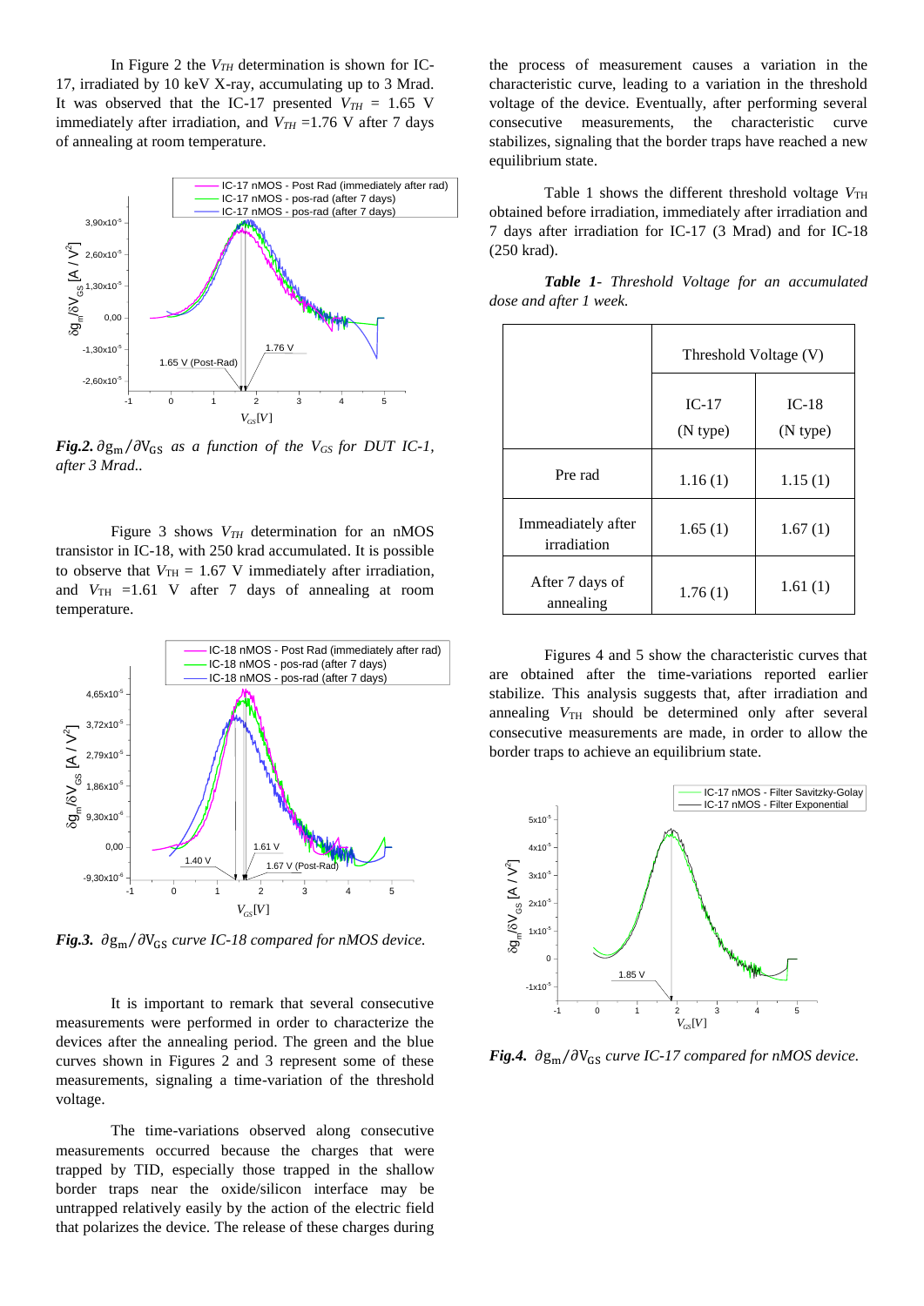In Figure 2 the $V_{TH}$ determination is shown for IC-17, irradiated by 10 keV X-ray, accumulating up to 3 Mrad. It was observed that the IC-17 presented $V_{TH}$ = 1.65 V immediately after irradiation, and $V_{TH}$ =1.76 V after 7 days of annealing at room temperature.

***Fig.2.*** $\partial g_m / \partial V_{GS}$ *as a function of the* $V_{GS}$ *for DUT IC-1, after 3 Mrad..*

Figure 3 shows $V_{TH}$ determination for an nMOS transistor in IC-18, with 250 krad accumulated. It is possible to observe that $V_{TH}$ = 1.67 V immediately after irradiation, and $V_{TH}$ =1.61 V after 7 days of annealing at room temperature.

***Fig.3.*** $\partial g_m / \partial V_{GS}$ *curve IC-18 compared for nMOS device.*

It is important to remark that several consecutive measurements were performed in order to characterize the devices after the annealing period. The green and the blue curves shown in Figures 2 and 3 represent some of these measurements, signaling a time-variation of the threshold voltage.

The time-variations observed along consecutive measurements occurred because the charges that were trapped by TID, especially those trapped in the shallow border traps near the oxide/silicon interface may be untrapped relatively easily by the action of the electric field that polarizes the device. The release of these charges during the process of measurement causes a variation in the characteristic curve, leading to a variation in the threshold voltage of the device. Eventually, after performing several consecutive measurements, the characteristic curve stabilizes, signaling that the border traps have reached a new equilibrium state.

Table 1 shows the different threshold voltage $V_{TH}$ obtained before irradiation, immediately after irradiation and 7 days after irradiation for IC-17 (3 Mrad) and for IC-18 (250 krad).

***Table 1****- Threshold Voltage for an accumulated dose and after 1 week.*

| | Threshold Voltage (V) | |
|---|---|---|
| | IC-17 (N type) | IC-18 (N type) |
| Pre rad | 1.16 (1) | 1.15 (1) |
| Immediately after irradiation | 1.65 (1) | 1.67 (1) |
| After 7 days of annealing | 1.76 (1) | 1.61 (1) |

Figures 4 and 5 show the characteristic curves that are obtained after the time-variations reported earlier stabilize. This analysis suggests that, after irradiation and annealing $V_{TH}$ should be determined only after several consecutive measurements are made, in order to allow the border traps to achieve an equilibrium state.

***Fig.4.*** $\partial g_m / \partial V_{GS}$ *curve IC-17 compared for nMOS device.*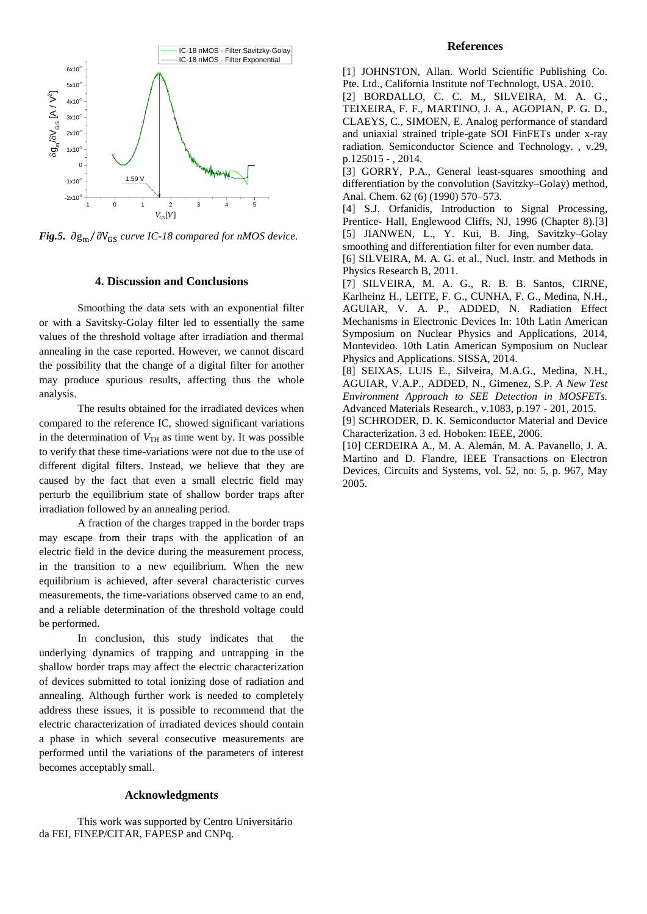IC-18 nMOS - Filter Savitzky-Golay
IC-18 nMOS - Filter Exponential

$\delta g_m/\delta V_{GS}$ [A / V$^2$]

6x10$^{-5}$
5x10$^{-5}$
4x10$^{-5}$
3x10$^{-5}$
2x10$^{-5}$
1x10$^{-5}$
0
-1x10$^{-5}$
-2x10$^{-5}$

1.59 V

-1
0
1
2
3
4
5

$V_{GS}$[V]

***Fig.5.*** $\partial g_m/\partial V_{GS}$ *curve IC-18 compared for nMOS device.*

## 4. Discussion and Conclusions

Smoothing the data sets with an exponential filter or with a Savitsky-Golay filter led to essentially the same values of the threshold voltage after irradiation and thermal annealing in the case reported. However, we cannot discard the possibility that the change of a digital filter for another may produce spurious results, affecting thus the whole analysis.

The results obtained for the irradiated devices when compared to the reference IC, showed significant variations in the determination of $V_{TH}$ as time went by. It was possible to verify that these time-variations were not due to the use of different digital filters. Instead, we believe that they are caused by the fact that even a small electric field may perturb the equilibrium state of shallow border traps after irradiation followed by an annealing period.

A fraction of the charges trapped in the border traps may escape from their traps with the application of an electric field in the device during the measurement process, in the transition to a new equilibrium. When the new equilibrium is achieved, after several characteristic curves measurements, the time-variations observed came to an end, and a reliable determination of the threshold voltage could be performed.

In conclusion, this study indicates that the underlying dynamics of trapping and untrapping in the shallow border traps may affect the electric characterization of devices submitted to total ionizing dose of radiation and annealing. Although further work is needed to completely address these issues, it is possible to recommend that the electric characterization of irradiated devices should contain a phase in which several consecutive measurements are performed until the variations of the parameters of interest becomes acceptably small.

## Acknowledgments

This work was supported by Centro Universitário da FEI, FINEP/CITAR, FAPESP and CNPq.

## References

[1] JOHNSTON, Allan. World Scientific Publishing Co. Pte. Ltd., California Institute nof Technologt, USA. 2010.

[2] BORDALLO, C. C. M., SILVEIRA, M. A. G., TEIXEIRA, F. F., MARTINO, J. A., AGOPIAN, P. G. D., CLAEYS, C., SIMOEN, E. Analog performance of standard and uniaxial strained triple-gate SOI FinFETs under x-ray radiation. Semiconductor Science and Technology. , v.29, p.125015 - , 2014.

[3] GORRY, P.A., General least-squares smoothing and differentiation by the convolution (Savitzky–Golay) method, Anal. Chem. 62 (6) (1990) 570–573.

[4] S.J. Orfanidis, Introduction to Signal Processing, Prentice- Hall, Englewood Cliffs, NJ, 1996 (Chapter 8).[3]

[5] JIANWEN, L., Y. Kui, B. Jing, Savitzky–Golay smoothing and differentiation filter for even number data.

[6] SILVEIRA, M. A. G. et al., Nucl. Instr. and Methods in Physics Research B, 2011.

[7] SILVEIRA, M. A. G., R. B. B. Santos, CIRNE, Karlheinz H., LEITE, F. G., CUNHA, F. G., Medina, N.H., AGUIAR, V. A. P., ADDED, N. Radiation Effect Mechanisms in Electronic Devices In: 10th Latin American Symposium on Nuclear Physics and Applications, 2014, Montevideo. 10th Latin American Symposium on Nuclear Physics and Applications. SISSA, 2014.

[8] SEIXAS, LUIS E., Silveira, M.A.G., Medina, N.H., AGUIAR, V.A.P., ADDED, N., Gimenez, S.P. *A New Test Environment Approach to SEE Detection in MOSFETs.* Advanced Materials Research., v.1083, p.197 - 201, 2015.

[9] SCHRODER, D. K. Semiconductor Material and Device Characterization. 3 ed. Hoboken: IEEE, 2006.

[10] CERDEIRA A., M. A. Alemán, M. A. Pavanello, J. A. Martino and D. Flandre, IEEE Transactions on Electron Devices, Circuits and Systems, vol. 52, no. 5, p. 967, May 2005.